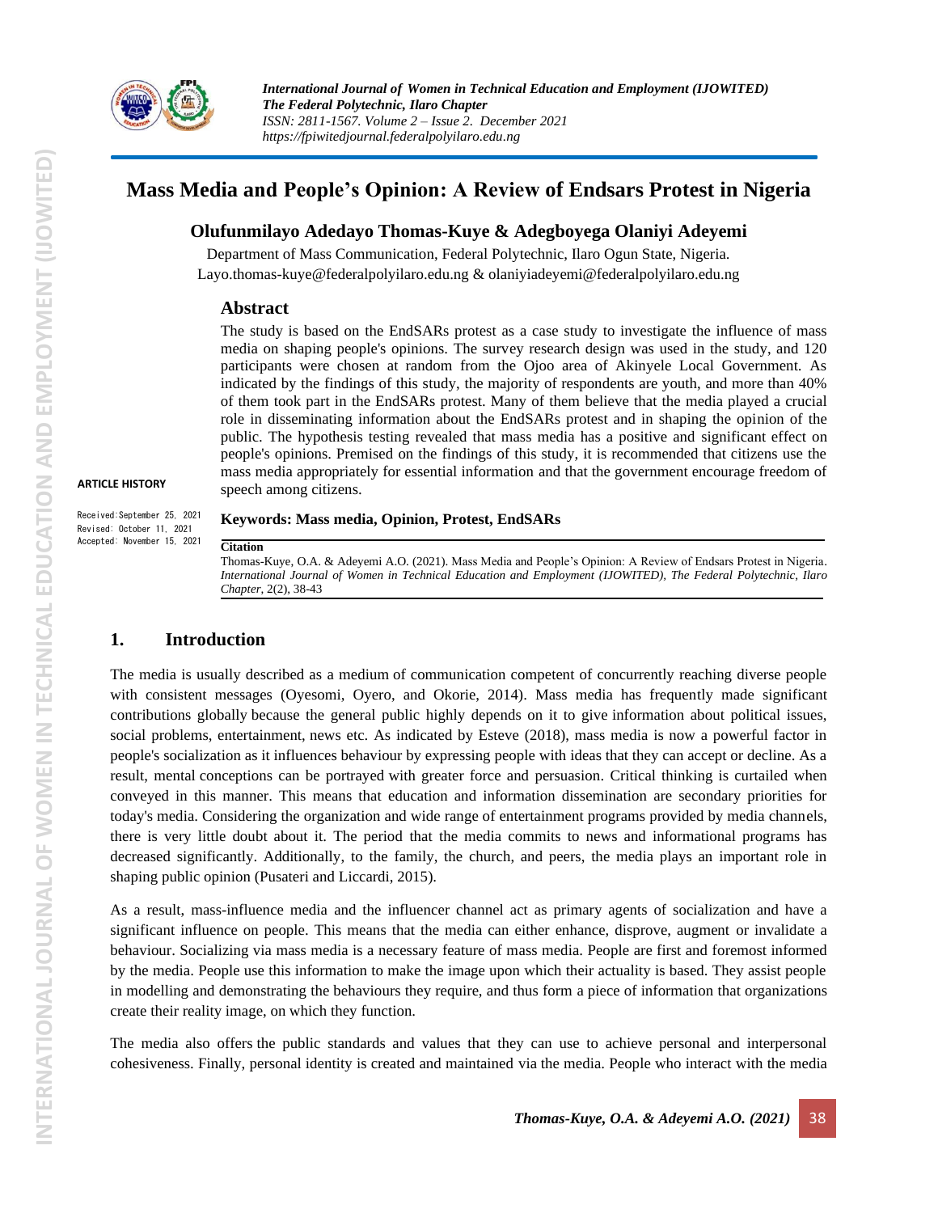# Mass Media and People's Opinion: A Review of Endsars Protest in Nigeria

**Olufunmilayo Adedayo Thomas-Kuye & Adegboyega Olaniyi Adeyemi**

Department of Mass Communication, Federal Polytechnic, Ilaro Ogun State, Nigeria.
Layo.thomas-kuye@federalpolyilaro.edu.ng & olaniyiadeyemi@federalpolyilaro.edu.ng

## Abstract

The study is based on the EndSARs protest as a case study to investigate the influence of mass media on shaping people's opinions. The survey research design was used in the study, and 120 participants were chosen at random from the Ojoo area of Akinyele Local Government. As indicated by the findings of this study, the majority of respondents are youth, and more than 40% of them took part in the EndSARs protest. Many of them believe that the media played a crucial role in disseminating information about the EndSARs protest and in shaping the opinion of the public. The hypothesis testing revealed that mass media has a positive and significant effect on people's opinions. Premised on the findings of this study, it is recommended that citizens use the mass media appropriately for essential information and that the government encourage freedom of speech among citizens.

**ARTICLE HISTORY**

Received: September 25, 2021
Revised: October 11, 2021
Accepted: November 15, 2021

**Keywords: Mass media, Opinion, Protest, EndSARs**

**Citation**

Thomas-Kuye, O.A. & Adeyemi A.O. (2021). Mass Media and People's Opinion: A Review of Endsars Protest in Nigeria. *International Journal of Women in Technical Education and Employment (IJOWITED), The Federal Polytechnic, Ilaro Chapter*, 2(2), 38-43

## 1. Introduction

The media is usually described as a medium of communication competent of concurrently reaching diverse people with consistent messages (Oyesomi, Oyero, and Okorie, 2014). Mass media has frequently made significant contributions globally because the general public highly depends on it to give information about political issues, social problems, entertainment, news etc. As indicated by Esteve (2018), mass media is now a powerful factor in people's socialization as it influences behaviour by expressing people with ideas that they can accept or decline. As a result, mental conceptions can be portrayed with greater force and persuasion. Critical thinking is curtailed when conveyed in this manner. This means that education and information dissemination are secondary priorities for today's media. Considering the organization and wide range of entertainment programs provided by media channels, there is very little doubt about it. The period that the media commits to news and informational programs has decreased significantly. Additionally, to the family, the church, and peers, the media plays an important role in shaping public opinion (Pusateri and Liccardi, 2015).

As a result, mass-influence media and the influencer channel act as primary agents of socialization and have a significant influence on people. This means that the media can either enhance, disprove, augment or invalidate a behaviour. Socializing via mass media is a necessary feature of mass media. People are first and foremost informed by the media. People use this information to make the image upon which their actuality is based. They assist people in modelling and demonstrating the behaviours they require, and thus form a piece of information that organizations create their reality image, on which they function.

The media also offers the public standards and values that they can use to achieve personal and interpersonal cohesiveness. Finally, personal identity is created and maintained via the media. People who interact with the media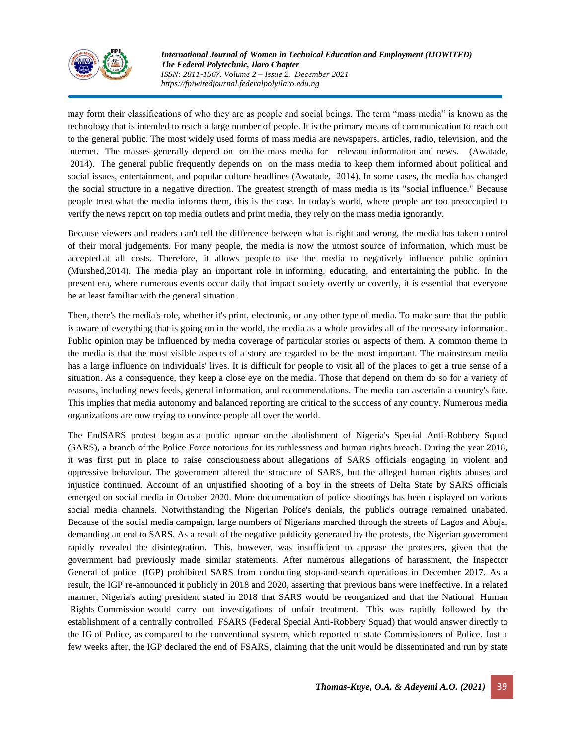may form their classifications of who they are as people and social beings. The term “mass media” is known as the technology that is intended to reach a large number of people. It is the primary means of communication to reach out to the general public. The most widely used forms of mass media are newspapers, articles, radio, television, and the nternet. The masses generally depend on on the mass media for relevant information and news. (Awatade, 2014). The general public frequently depends on on the mass media to keep them informed about political and social issues, entertainment, and popular culture headlines (Awatade, 2014). In some cases, the media has changed the social structure in a negative direction. The greatest strength of mass media is its "social influence." Because people trust what the media informs them, this is the case. In today's world, where people are too preoccupied to verify the news report on top media outlets and print media, they rely on the mass media ignorantly.

Because viewers and readers can't tell the difference between what is right and wrong, the media has taken control of their moral judgements. For many people, the media is now the utmost source of information, which must be accepted at all costs. Therefore, it allows people to use the media to negatively influence public opinion (Murshed,2014). The media play an important role in informing, educating, and entertaining the public. In the present era, where numerous events occur daily that impact society overtly or covertly, it is essential that everyone be at least familiar with the general situation.

Then, there's the media's role, whether it's print, electronic, or any other type of media. To make sure that the public is aware of everything that is going on in the world, the media as a whole provides all of the necessary information. Public opinion may be influenced by media coverage of particular stories or aspects of them. A common theme in the media is that the most visible aspects of a story are regarded to be the most important. The mainstream media has a large influence on individuals' lives. It is difficult for people to visit all of the places to get a true sense of a situation. As a consequence, they keep a close eye on the media. Those that depend on them do so for a variety of reasons, including news feeds, general information, and recommendations. The media can ascertain a country's fate. This implies that media autonomy and balanced reporting are critical to the success of any country. Numerous media organizations are now trying to convince people all over the world.

The EndSARS protest began as a public uproar on the abolishment of Nigeria's Special Anti-Robbery Squad (SARS), a branch of the Police Force notorious for its ruthlessness and human rights breach. During the year 2018, it was first put in place to raise consciousness about allegations of SARS officials engaging in violent and oppressive behaviour. The government altered the structure of SARS, but the alleged human rights abuses and injustice continued. Account of an unjustified shooting of a boy in the streets of Delta State by SARS officials emerged on social media in October 2020. More documentation of police shootings has been displayed on various social media channels. Notwithstanding the Nigerian Police's denials, the public's outrage remained unabated. Because of the social media campaign, large numbers of Nigerians marched through the streets of Lagos and Abuja, demanding an end to SARS. As a result of the negative publicity generated by the protests, the Nigerian government rapidly revealed the disintegration. This, however, was insufficient to appease the protesters, given that the government had previously made similar statements. After numerous allegations of harassment, the Inspector General of police (IGP) prohibited SARS from conducting stop-and-search operations in December 2017. As a result, the IGP re-announced it publicly in 2018 and 2020, asserting that previous bans were ineffective. In a related manner, Nigeria's acting president stated in 2018 that SARS would be reorganized and that the National Human Rights Commission would carry out investigations of unfair treatment. This was rapidly followed by the establishment of a centrally controlled FSARS (Federal Special Anti-Robbery Squad) that would answer directly to the IG of Police, as compared to the conventional system, which reported to state Commissioners of Police. Just a few weeks after, the IGP declared the end of FSARS, claiming that the unit would be disseminated and run by state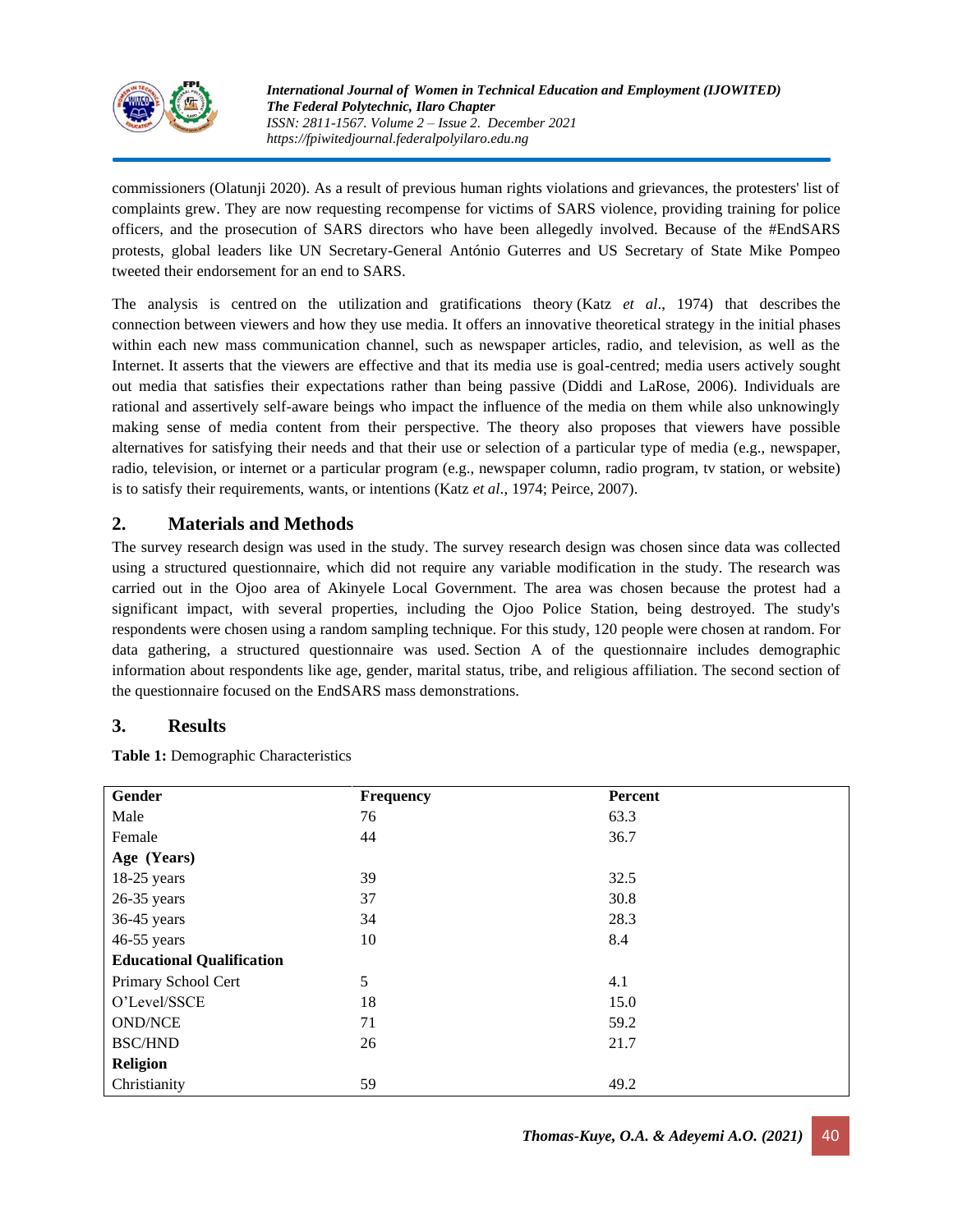commissioners (Olatunji 2020). As a result of previous human rights violations and grievances, the protesters' list of complaints grew. They are now requesting recompense for victims of SARS violence, providing training for police officers, and the prosecution of SARS directors who have been allegedly involved. Because of the #EndSARS protests, global leaders like UN Secretary-General António Guterres and US Secretary of State Mike Pompeo tweeted their endorsement for an end to SARS.

The analysis is centred on the utilization and gratifications theory (Katz *et al*., 1974) that describes the connection between viewers and how they use media. It offers an innovative theoretical strategy in the initial phases within each new mass communication channel, such as newspaper articles, radio, and television, as well as the Internet. It asserts that the viewers are effective and that its media use is goal-centred; media users actively sought out media that satisfies their expectations rather than being passive (Diddi and LaRose, 2006). Individuals are rational and assertively self-aware beings who impact the influence of the media on them while also unknowingly making sense of media content from their perspective. The theory also proposes that viewers have possible alternatives for satisfying their needs and that their use or selection of a particular type of media (e.g., newspaper, radio, television, or internet or a particular program (e.g., newspaper column, radio program, tv station, or website) is to satisfy their requirements, wants, or intentions (Katz *et al*., 1974; Peirce, 2007).

## 2. Materials and Methods

The survey research design was used in the study. The survey research design was chosen since data was collected using a structured questionnaire, which did not require any variable modification in the study. The research was carried out in the Ojoo area of Akinyele Local Government. The area was chosen because the protest had a significant impact, with several properties, including the Ojoo Police Station, being destroyed. The study's respondents were chosen using a random sampling technique. For this study, 120 people were chosen at random. For data gathering, a structured questionnaire was used. Section A of the questionnaire includes demographic information about respondents like age, gender, marital status, tribe, and religious affiliation. The second section of the questionnaire focused on the EndSARS mass demonstrations.

## 3. Results

**Table 1:** Demographic Characteristics

| **Gender** | **Frequency** | **Percent** |
|---|---|---|
| Male | 76 | 63.3 |
| Female | 44 | 36.7 |
| **Age (Years)** | | |
| 18-25 years | 39 | 32.5 |
| 26-35 years | 37 | 30.8 |
| 36-45 years | 34 | 28.3 |
| 46-55 years | 10 | 8.4 |
| **Educational Qualification** | | |
| Primary School Cert | 5 | 4.1 |
| O'Level/SSCE | 18 | 15.0 |
| OND/NCE | 71 | 59.2 |
| BSC/HND | 26 | 21.7 |
| **Religion** | | |
| Christianity | 59 | 49.2 |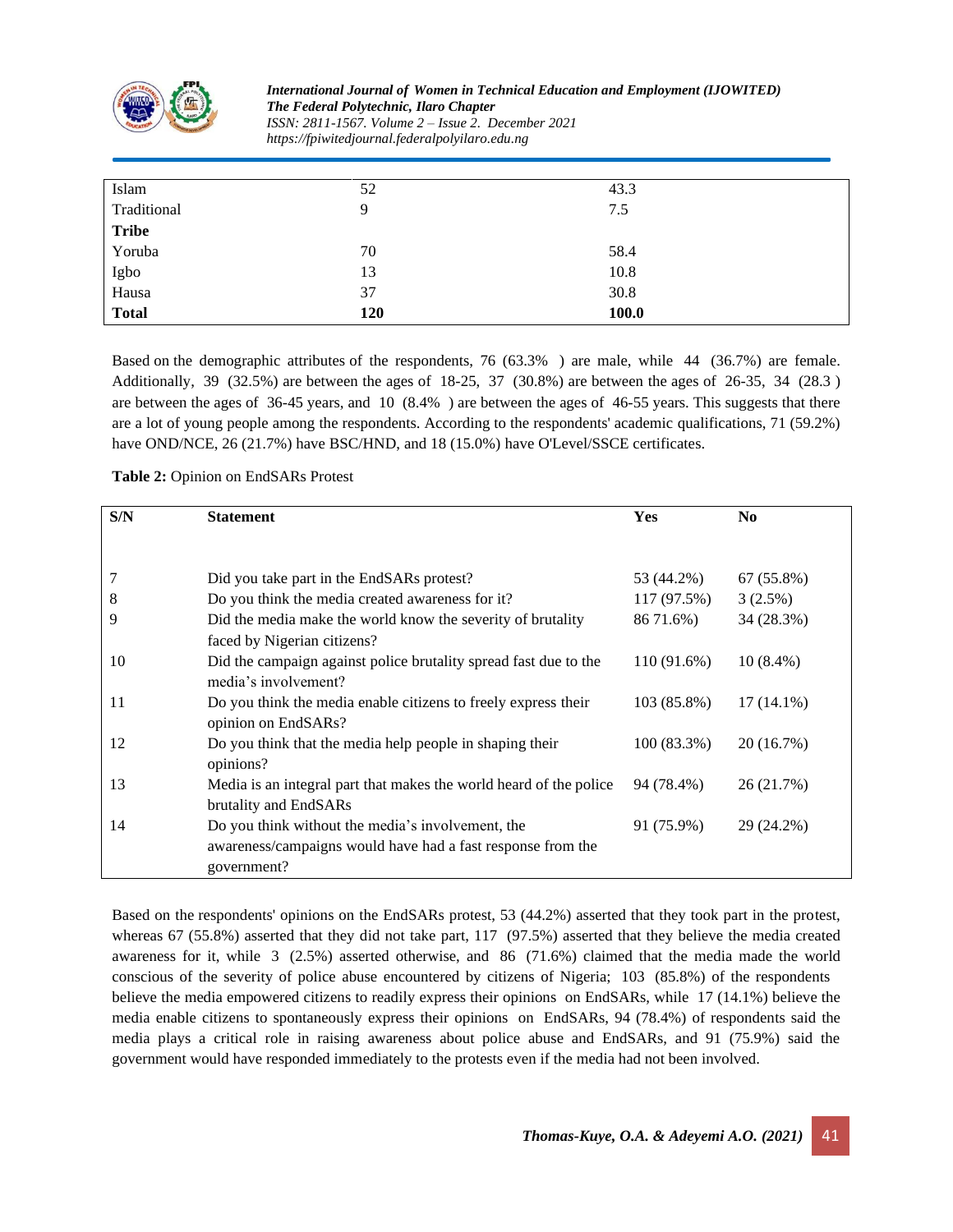| | | |
|---|---|---|
| Islam | 52 | 43.3 |
| Traditional | 9 | 7.5 |
| **Tribe** | | |
| Yoruba | 70 | 58.4 |
| Igbo | 13 | 10.8 |
| Hausa | 37 | 30.8 |
| **Total** | **120** | **100.0** |

Based on the demographic attributes of the respondents, 76 (63.3% ) are male, while 44 (36.7%) are female. Additionally, 39 (32.5%) are between the ages of 18-25, 37 (30.8%) are between the ages of 26-35, 34 (28.3 ) are between the ages of 36-45 years, and 10 (8.4% ) are between the ages of 46-55 years. This suggests that there are a lot of young people among the respondents. According to the respondents' academic qualifications, 71 (59.2%) have OND/NCE, 26 (21.7%) have BSC/HND, and 18 (15.0%) have O'Level/SSCE certificates.

**Table 2:** Opinion on EndSARs Protest

| S/N | Statement | Yes | No |
|---|---|---|---|
| 7 | Did you take part in the EndSARs protest? | 53 (44.2%) | 67 (55.8%) |
| 8 | Do you think the media created awareness for it? | 117 (97.5%) | 3 (2.5%) |
| 9 | Did the media make the world know the severity of brutality faced by Nigerian citizens? | 86 71.6%) | 34 (28.3%) |
| 10 | Did the campaign against police brutality spread fast due to the media's involvement? | 110 (91.6%) | 10 (8.4%) |
| 11 | Do you think the media enable citizens to freely express their opinion on EndSARs? | 103 (85.8%) | 17 (14.1%) |
| 12 | Do you think that the media help people in shaping their opinions? | 100 (83.3%) | 20 (16.7%) |
| 13 | Media is an integral part that makes the world heard of the police brutality and EndSARs | 94 (78.4%) | 26 (21.7%) |
| 14 | Do you think without the media's involvement, the awareness/campaigns would have had a fast response from the government? | 91 (75.9%) | 29 (24.2%) |

Based on the respondents' opinions on the EndSARs protest, 53 (44.2%) asserted that they took part in the protest, whereas 67 (55.8%) asserted that they did not take part, 117 (97.5%) asserted that they believe the media created awareness for it, while 3 (2.5%) asserted otherwise, and 86 (71.6%) claimed that the media made the world conscious of the severity of police abuse encountered by citizens of Nigeria; 103 (85.8%) of the respondents believe the media empowered citizens to readily express their opinions on EndSARs, while 17 (14.1%) believe the media enable citizens to spontaneously express their opinions on EndSARs, 94 (78.4%) of respondents said the media plays a critical role in raising awareness about police abuse and EndSARs, and 91 (75.9%) said the government would have responded immediately to the protests even if the media had not been involved.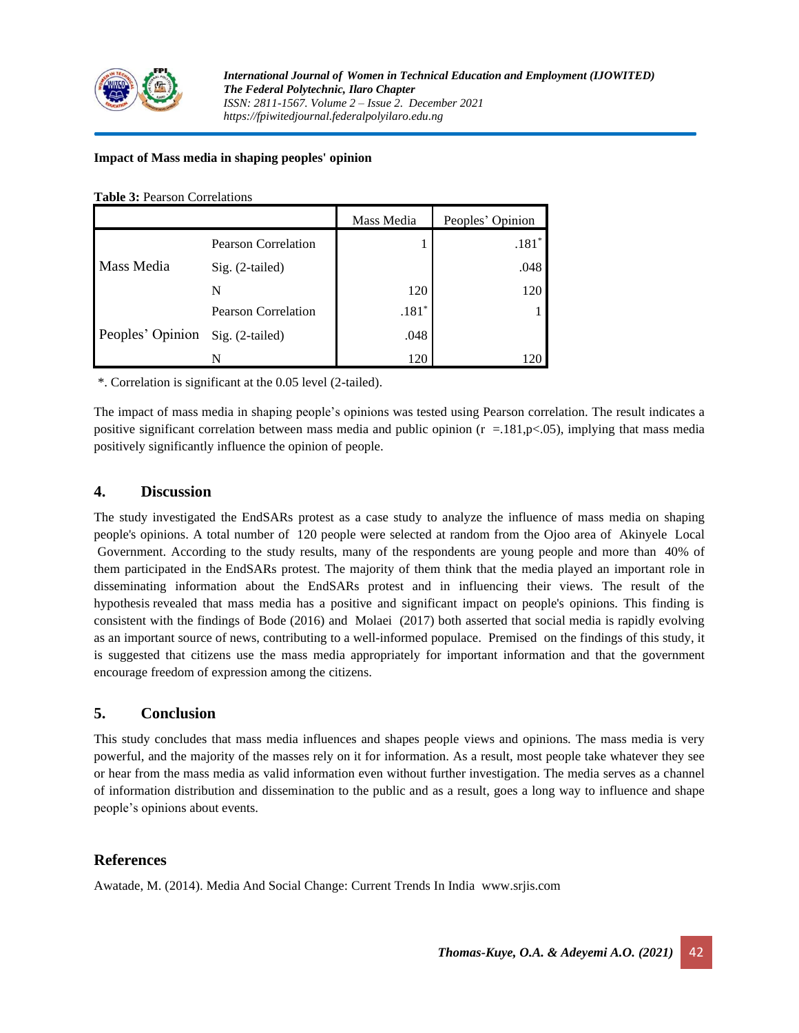**Impact of Mass media in shaping peoples' opinion**

**Table 3:** Pearson Correlations

| | | Mass Media | Peoples' Opinion |
|---|---|---|---|
| Mass Media | Pearson Correlation | 1 | .181* |
| | Sig. (2-tailed) | | .048 |
| | N | 120 | 120 |
| Peoples' Opinion | Pearson Correlation | .181* | 1 |
| | Sig. (2-tailed) | .048 | |
| | N | 120 | 120 |

*. Correlation is significant at the 0.05 level (2-tailed).

The impact of mass media in shaping people's opinions was tested using Pearson correlation. The result indicates a positive significant correlation between mass media and public opinion ($r = .181, p < .05$), implying that mass media positively significantly influence the opinion of people.

## 4. Discussion

The study investigated the EndSARs protest as a case study to analyze the influence of mass media on shaping people's opinions. A total number of 120 people were selected at random from the Ojoo area of Akinyele Local Government. According to the study results, many of the respondents are young people and more than 40% of them participated in the EndSARs protest. The majority of them think that the media played an important role in disseminating information about the EndSARs protest and in influencing their views. The result of the hypothesis revealed that mass media has a positive and significant impact on people's opinions. This finding is consistent with the findings of Bode (2016) and Molaei (2017) both asserted that social media is rapidly evolving as an important source of news, contributing to a well-informed populace. Premised on the findings of this study, it is suggested that citizens use the mass media appropriately for important information and that the government encourage freedom of expression among the citizens.

## 5. Conclusion

This study concludes that mass media influences and shapes people views and opinions. The mass media is very powerful, and the majority of the masses rely on it for information. As a result, most people take whatever they see or hear from the mass media as valid information even without further investigation. The media serves as a channel of information distribution and dissemination to the public and as a result, goes a long way to influence and shape people's opinions about events.

## References

Awatade, M. (2014). Media And Social Change: Current Trends In India www.srjis.com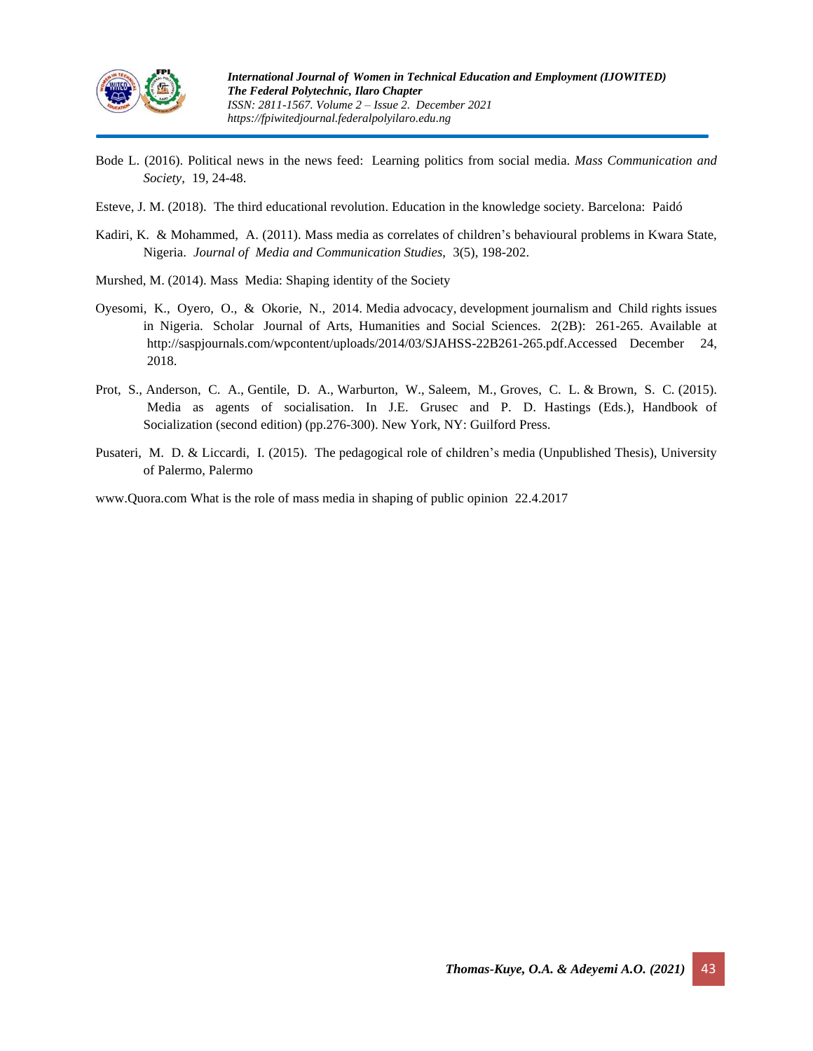Bode L. (2016). Political news in the news feed: Learning politics from social media. *Mass Communication and Society*, 19, 24-48.

Esteve, J. M. (2018). The third educational revolution. Education in the knowledge society. Barcelona: Paidó

Kadiri, K. & Mohammed, A. (2011). Mass media as correlates of children's behavioural problems in Kwara State, Nigeria. *Journal of Media and Communication Studies*, 3(5), 198-202.

Murshed, M. (2014). Mass Media: Shaping identity of the Society

Oyesomi, K., Oyero, O., & Okorie, N., 2014. Media advocacy, development journalism and Child rights issues in Nigeria. Scholar Journal of Arts, Humanities and Social Sciences. 2(2B): 261-265. Available at http://saspjournals.com/wpcontent/uploads/2014/03/SJAHSS-22B261-265.pdf.Accessed December 24, 2018.

Prot, S., Anderson, C. A., Gentile, D. A., Warburton, W., Saleem, M., Groves, C. L. & Brown, S. C. (2015). Media as agents of socialisation. In J.E. Grusec and P. D. Hastings (Eds.), Handbook of Socialization (second edition) (pp.276-300). New York, NY: Guilford Press.

Pusateri, M. D. & Liccardi, I. (2015). The pedagogical role of children's media (Unpublished Thesis), University of Palermo, Palermo

www.Quora.com What is the role of mass media in shaping of public opinion 22.4.2017